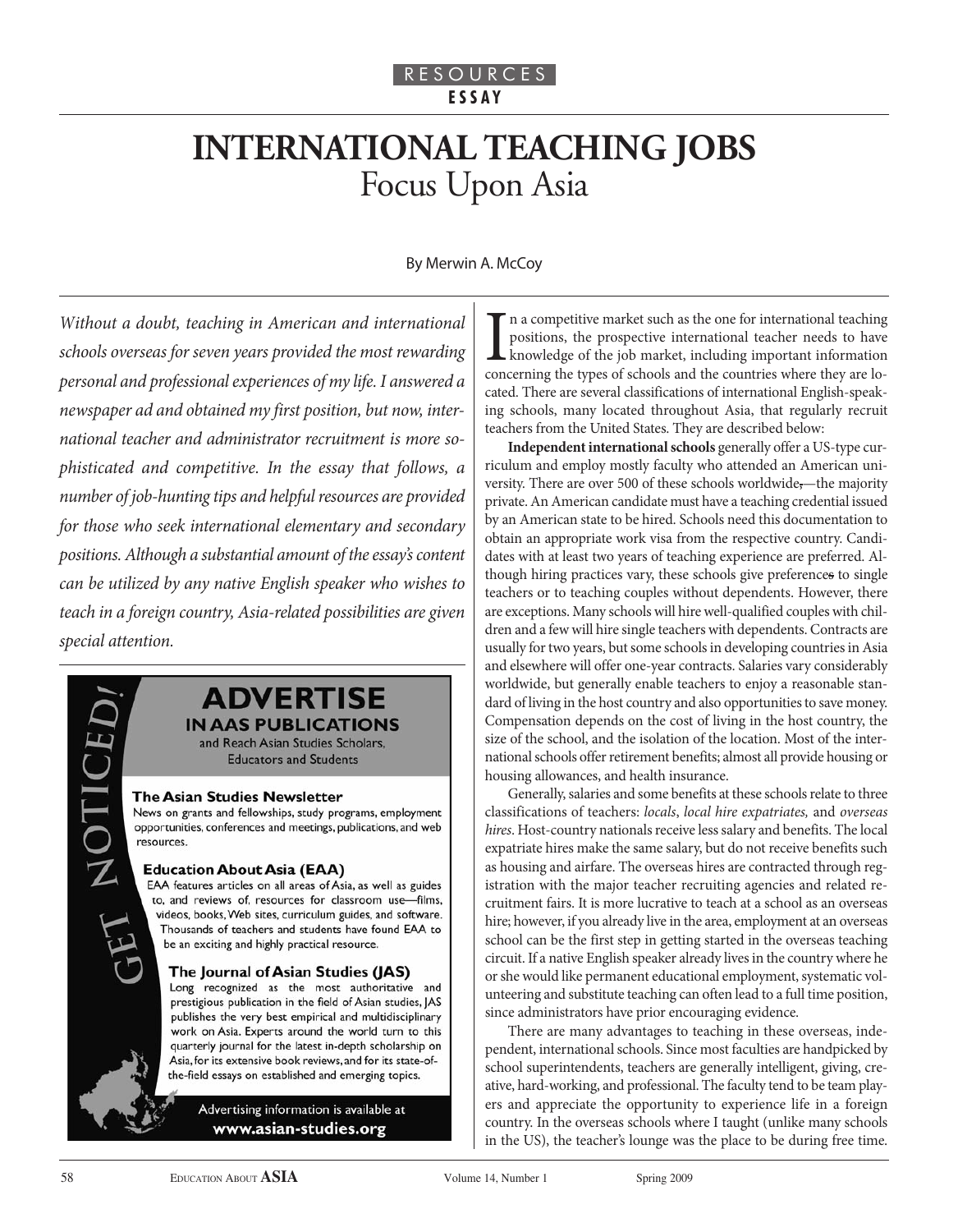RESOURCES

ESSAY

# INTERNATIONAL TEACHING JOBS
## Focus Upon Asia

By Merwin A. McCoy

*Without a doubt, teaching in American and international schools overseas for seven years provided the most rewarding personal and professional experiences of my life. I answered a newspaper ad and obtained my first position, but now, international teacher and administrator recruitment is more sophisticated and competitive. In the essay that follows, a number of job-hunting tips and helpful resources are provided for those who seek international elementary and secondary positions. Although a substantial amount of the essay's content can be utilized by any native English speaker who wishes to teach in a foreign country, Asia-related possibilities are given special attention.*

In a competitive market such as the one for international teaching positions, the prospective international teacher needs to have knowledge of the job market, including important information concerning the types of schools and the countries where they are located. There are several classifications of international English-speaking schools, many located throughout Asia, that regularly recruit teachers from the United States. They are described below:

**Independent international schools** generally offer a US-type curriculum and employ mostly faculty who attended an American university. There are over 500 of these schools worldwide,—the majority private. An American candidate must have a teaching credential issued by an American state to be hired. Schools need this documentation to obtain an appropriate work visa from the respective country. Candidates with at least two years of teaching experience are preferred. Although hiring practices vary, these schools give preferences to single teachers or to teaching couples without dependents. However, there are exceptions. Many schools will hire well-qualified couples with children and a few will hire single teachers with dependents. Contracts are usually for two years, but some schools in developing countries in Asia and elsewhere will offer one-year contracts. Salaries vary considerably worldwide, but generally enable teachers to enjoy a reasonable standard of living in the host country and also opportunities to save money. Compensation depends on the cost of living in the host country, the size of the school, and the isolation of the location. Most of the international schools offer retirement benefits; almost all provide housing or housing allowances, and health insurance.

Generally, salaries and some benefits at these schools relate to three classifications of teachers: *locals*, *local hire expatriates,* and *overseas hires*. Host-country nationals receive less salary and benefits. The local expatriate hires make the same salary, but do not receive benefits such as housing and airfare. The overseas hires are contracted through registration with the major teacher recruiting agencies and related recruitment fairs. It is more lucrative to teach at a school as an overseas hire; however, if you already live in the area, employment at an overseas school can be the first step in getting started in the overseas teaching circuit. If a native English speaker already lives in the country where he or she would like permanent educational employment, systematic volunteering and substitute teaching can often lead to a full time position, since administrators have prior encouraging evidence.

There are many advantages to teaching in these overseas, independent, international schools. Since most faculties are handpicked by school superintendents, teachers are generally intelligent, giving, creative, hard-working, and professional. The faculty tend to be team players and appreciate the opportunity to experience life in a foreign country. In the overseas schools where I taught (unlike many schools in the US), the teacher's lounge was the place to be during free time.

GET NOTICED!

**ADVERTISE IN AAS PUBLICATIONS**

and Reach Asian Studies Scholars, Educators and Students

**The Asian Studies Newsletter**
News on grants and fellowships, study programs, employment opportunities, conferences and meetings, publications, and web resources.

**Education About Asia (EAA)**
EAA features articles on all areas of Asia, as well as guides to, and reviews of, resources for classroom use—films, videos, books, Web sites, curriculum guides, and software. Thousands of teachers and students have found EAA to be an exciting and highly practical resource.

**The Journal of Asian Studies (JAS)**
Long recognized as the most authoritative and prestigious publication in the field of Asian studies, JAS publishes the very best empirical and multidisciplinary work on Asia. Experts around the world turn to this quarterly journal for the latest in-depth scholarship on Asia, for its extensive book reviews, and for its state-of-the-field essays on established and emerging topics.

Advertising information is available at **www.asian-studies.org**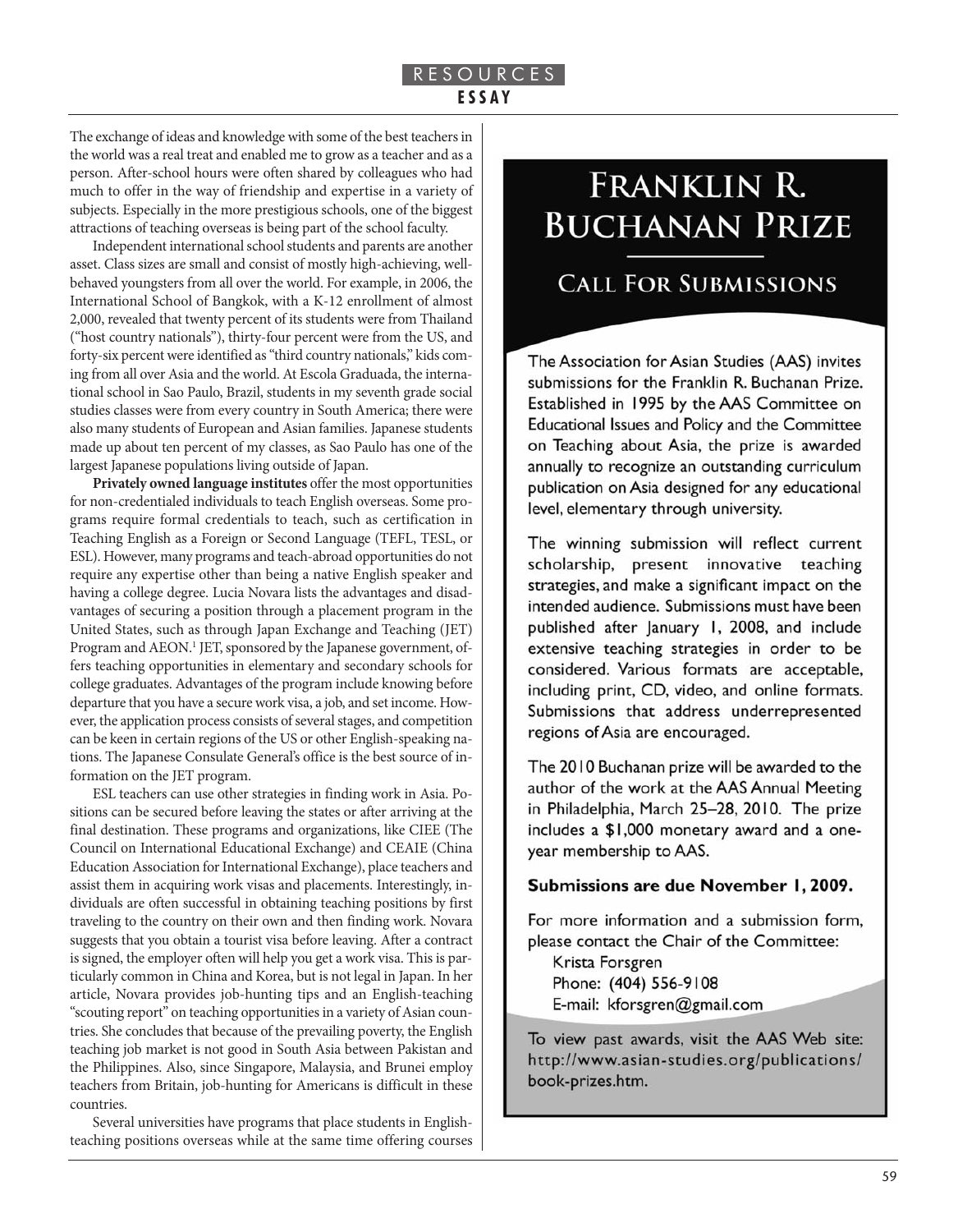The exchange of ideas and knowledge with some of the best teachers in the world was a real treat and enabled me to grow as a teacher and as a person. After-school hours were often shared by colleagues who had much to offer in the way of friendship and expertise in a variety of subjects. Especially in the more prestigious schools, one of the biggest attractions of teaching overseas is being part of the school faculty.

Independent international school students and parents are another asset. Class sizes are small and consist of mostly high-achieving, well-behaved youngsters from all over the world. For example, in 2006, the International School of Bangkok, with a K-12 enrollment of almost 2,000, revealed that twenty percent of its students were from Thailand ("host country nationals"), thirty-four percent were from the US, and forty-six percent were identified as "third country nationals," kids coming from all over Asia and the world. At Escola Graduada, the international school in Sao Paulo, Brazil, students in my seventh grade social studies classes were from every country in South America; there were also many students of European and Asian families. Japanese students made up about ten percent of my classes, as Sao Paulo has one of the largest Japanese populations living outside of Japan.

**Privately owned language institutes** offer the most opportunities for non-credentialed individuals to teach English overseas. Some programs require formal credentials to teach, such as certification in Teaching English as a Foreign or Second Language (TEFL, TESL, or ESL). However, many programs and teach-abroad opportunities do not require any expertise other than being a native English speaker and having a college degree. Lucia Novara lists the advantages and disadvantages of securing a position through a placement program in the United States, such as through Japan Exchange and Teaching (JET) Program and AEON.[1] JET, sponsored by the Japanese government, offers teaching opportunities in elementary and secondary schools for college graduates. Advantages of the program include knowing before departure that you have a secure work visa, a job, and set income. However, the application process consists of several stages, and competition can be keen in certain regions of the US or other English-speaking nations. The Japanese Consulate General's office is the best source of information on the JET program.

ESL teachers can use other strategies in finding work in Asia. Positions can be secured before leaving the states or after arriving at the final destination. These programs and organizations, like CIEE (The Council on International Educational Exchange) and CEAIE (China Education Association for International Exchange), place teachers and assist them in acquiring work visas and placements. Interestingly, individuals are often successful in obtaining teaching positions by first traveling to the country on their own and then finding work. Novara suggests that you obtain a tourist visa before leaving. After a contract is signed, the employer often will help you get a work visa. This is particularly common in China and Korea, but is not legal in Japan. In her article, Novara provides job-hunting tips and an English-teaching "scouting report" on teaching opportunities in a variety of Asian countries. She concludes that because of the prevailing poverty, the English teaching job market is not good in South Asia between Pakistan and the Philippines. Also, since Singapore, Malaysia, and Brunei employ teachers from Britain, job-hunting for Americans is difficult in these countries.

Several universities have programs that place students in English-teaching positions overseas while at the same time offering courses

# Franklin R. Buchanan Prize

## Call for Submissions

The Association for Asian Studies (AAS) invites submissions for the Franklin R. Buchanan Prize. Established in 1995 by the AAS Committee on Educational Issues and Policy and the Committee on Teaching about Asia, the prize is awarded annually to recognize an outstanding curriculum publication on Asia designed for any educational level, elementary through university.

The winning submission will reflect current scholarship, present innovative teaching strategies, and make a significant impact on the intended audience. Submissions must have been published after January 1, 2008, and include extensive teaching strategies in order to be considered. Various formats are acceptable, including print, CD, video, and online formats. Submissions that address underrepresented regions of Asia are encouraged.

The 2010 Buchanan prize will be awarded to the author of the work at the AAS Annual Meeting in Philadelphia, March 25–28, 2010. The prize includes a $1,000 monetary award and a one-year membership to AAS.

**Submissions are due November 1, 2009.**

For more information and a submission form, please contact the Chair of the Committee:
Krista Forsgren
Phone: (404) 556-9108
E-mail: kforsgren@gmail.com

To view past awards, visit the AAS Web site: http://www.asian-studies.org/publications/book-prizes.htm.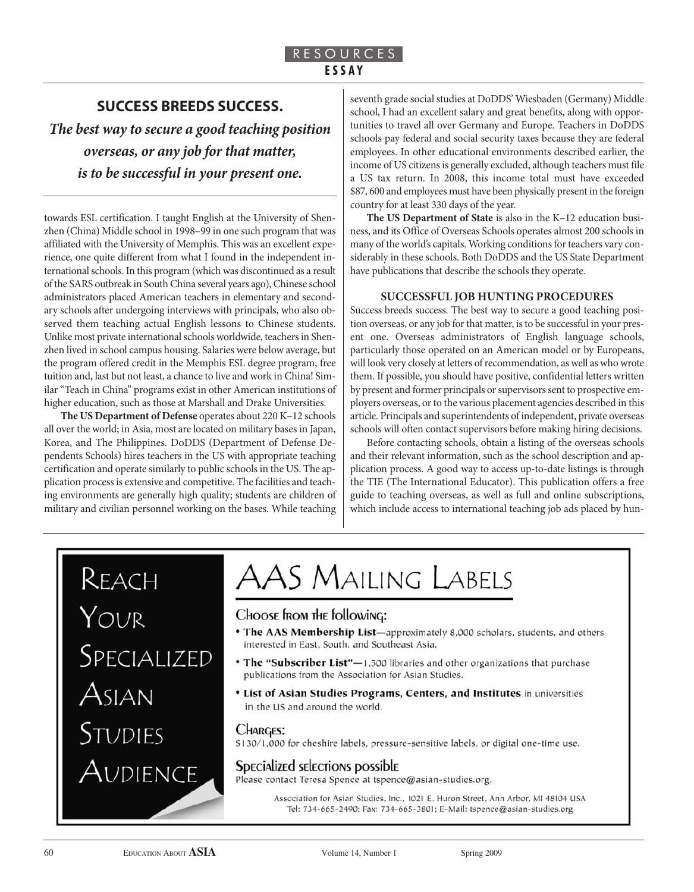**SUCCESS BREEDS SUCCESS.**

***The best way to secure a good teaching position overseas, or any job for that matter, is to be successful in your present one.***

towards ESL certification. I taught English at the University of Shenzhen (China) Middle school in 1998–99 in one such program that was affiliated with the University of Memphis. This was an excellent experience, one quite different from what I found in the independent international schools. In this program (which was discontinued as a result of the SARS outbreak in South China several years ago), Chinese school administrators placed American teachers in elementary and secondary schools after undergoing interviews with principals, who also observed them teaching actual English lessons to Chinese students. Unlike most private international schools worldwide, teachers in Shenzhen lived in school campus housing. Salaries were below average, but the program offered credit in the Memphis ESL degree program, free tuition and, last but not least, a chance to live and work in China! Similar "Teach in China" programs exist in other American institutions of higher education, such as those at Marshall and Drake Universities.

**The US Department of Defense** operates about 220 K–12 schools all over the world; in Asia, most are located on military bases in Japan, Korea, and The Philippines. DoDDS (Department of Defense Dependents Schools) hires teachers in the US with appropriate teaching certification and operate similarly to public schools in the US. The application process is extensive and competitive. The facilities and teaching environments are generally high quality; students are children of military and civilian personnel working on the bases. While teaching seventh grade social studies at DoDDS' Wiesbaden (Germany) Middle school, I had an excellent salary and great benefits, along with opportunities to travel all over Germany and Europe. Teachers in DoDDS schools pay federal and social security taxes because they are federal employees. In other educational environments described earlier, the income of US citizens is generally excluded, although teachers must file a US tax return. In 2008, this income total must have exceeded $87, 600 and employees must have been physically present in the foreign country for at least 330 days of the year.

**The US Department of State** is also in the K–12 education business, and its Office of Overseas Schools operates almost 200 schools in many of the world's capitals. Working conditions for teachers vary considerably in these schools. Both DoDDS and the US State Department have publications that describe the schools they operate.

### SUCCESSFUL JOB HUNTING PROCEDURES

Success breeds success. The best way to secure a good teaching position overseas, or any job for that matter, is to be successful in your present one. Overseas administrators of English language schools, particularly those operated on an American model or by Europeans, will look very closely at letters of recommendation, as well as who wrote them. If possible, you should have positive, confidential letters written by present and former principals or supervisors sent to prospective employers overseas, or to the various placement agencies described in this article. Principals and superintendents of independent, private overseas schools will often contact supervisors before making hiring decisions.

Before contacting schools, obtain a listing of the overseas schools and their relevant information, such as the school description and application process. A good way to access up-to-date listings is through the TIE (The International Educator). This publication offers a free guide to teaching overseas, as well as full and online subscriptions, which include access to international teaching job ads placed by hun-

---

REACH YOUR SPECIALIZED ASIAN STUDIES AUDIENCE

# AAS MAILING LABELS

Choose from the following:

- **The AAS Membership List**—approximately 8,000 scholars, students, and others interested in East, South, and Southeast Asia.
- **The "Subscriber List"**—1,500 libraries and other organizations that purchase publications from the Association for Asian Studies.
- **List of Asian Studies Programs, Centers, and Institutes** in universities in the US and around the world.

Charges:

$130/1,000 for cheshire labels, pressure-sensitive labels, or digital one-time use.

Specialized selections possible

Please contact Teresa Spence at tspence@asian-studies.org.

Association for Asian Studies, Inc., 1021 E. Huron Street, Ann Arbor, MI 48104 USA
Tel: 734-665-2490; Fax: 734-665-3801; E-Mail: tspence@asian-studies.org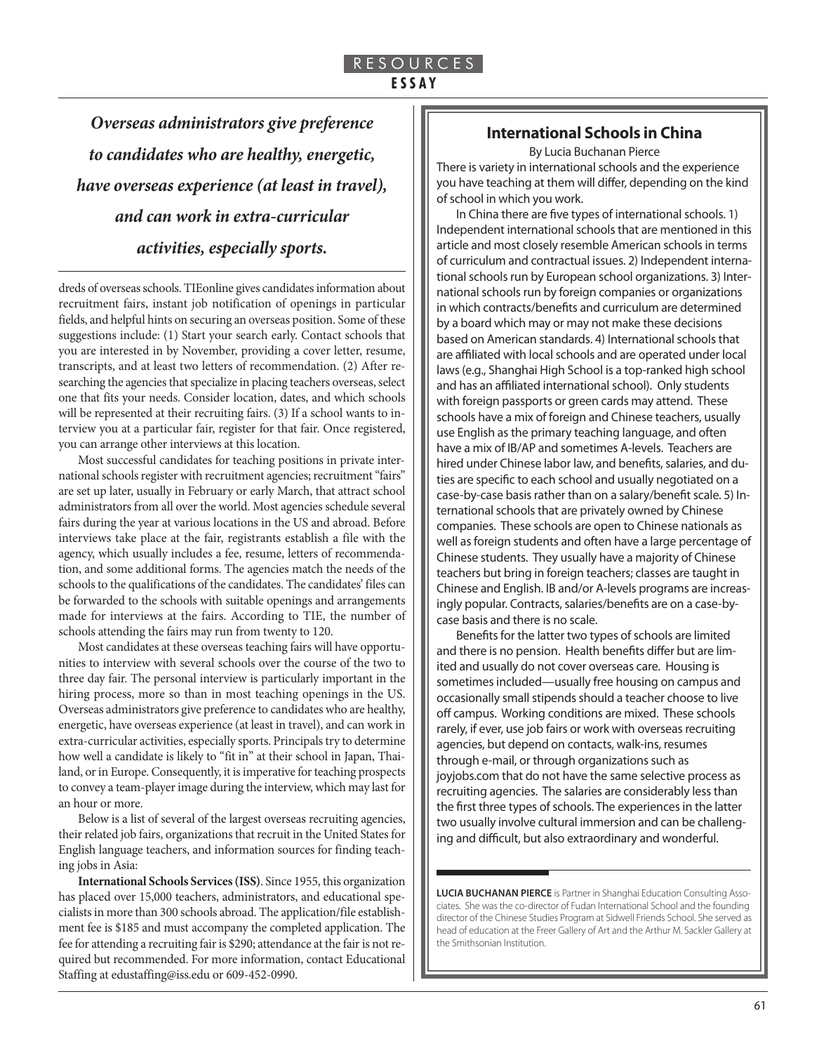*Overseas administrators give preference to candidates who are healthy, energetic, have overseas experience (at least in travel), and can work in extra-curricular activities, especially sports.*

dreds of overseas schools. TIEonline gives candidates information about recruitment fairs, instant job notification of openings in particular fields, and helpful hints on securing an overseas position. Some of these suggestions include: (1) Start your search early. Contact schools that you are interested in by November, providing a cover letter, resume, transcripts, and at least two letters of recommendation. (2) After researching the agencies that specialize in placing teachers overseas, select one that fits your needs. Consider location, dates, and which schools will be represented at their recruiting fairs. (3) If a school wants to interview you at a particular fair, register for that fair. Once registered, you can arrange other interviews at this location.

Most successful candidates for teaching positions in private international schools register with recruitment agencies; recruitment "fairs" are set up later, usually in February or early March, that attract school administrators from all over the world. Most agencies schedule several fairs during the year at various locations in the US and abroad. Before interviews take place at the fair, registrants establish a file with the agency, which usually includes a fee, resume, letters of recommendation, and some additional forms. The agencies match the needs of the schools to the qualifications of the candidates. The candidates' files can be forwarded to the schools with suitable openings and arrangements made for interviews at the fairs. According to TIE, the number of schools attending the fairs may run from twenty to 120.

Most candidates at these overseas teaching fairs will have opportunities to interview with several schools over the course of the two to three day fair. The personal interview is particularly important in the hiring process, more so than in most teaching openings in the US. Overseas administrators give preference to candidates who are healthy, energetic, have overseas experience (at least in travel), and can work in extra-curricular activities, especially sports. Principals try to determine how well a candidate is likely to "fit in" at their school in Japan, Thailand, or in Europe. Consequently, it is imperative for teaching prospects to convey a team-player image during the interview, which may last for an hour or more.

Below is a list of several of the largest overseas recruiting agencies, their related job fairs, organizations that recruit in the United States for English language teachers, and information sources for finding teaching jobs in Asia:

**International Schools Services (ISS)**. Since 1955, this organization has placed over 15,000 teachers, administrators, and educational specialists in more than 300 schools abroad. The application/file establishment fee is $185 and must accompany the completed application. The fee for attending a recruiting fair is $290; attendance at the fair is not required but recommended. For more information, contact Educational Staffing at edustaffing@iss.edu or 609-452-0990.

## International Schools in China

By Lucia Buchanan Pierce

There is variety in international schools and the experience you have teaching at them will differ, depending on the kind of school in which you work.

In China there are five types of international schools. 1) Independent international schools that are mentioned in this article and most closely resemble American schools in terms of curriculum and contractual issues. 2) Independent international schools run by European school organizations. 3) International schools run by foreign companies or organizations in which contracts/benefits and curriculum are determined by a board which may or may not make these decisions based on American standards. 4) International schools that are affiliated with local schools and are operated under local laws (e.g., Shanghai High School is a top-ranked high school and has an affiliated international school). Only students with foreign passports or green cards may attend. These schools have a mix of foreign and Chinese teachers, usually use English as the primary teaching language, and often have a mix of IB/AP and sometimes A-levels. Teachers are hired under Chinese labor law, and benefits, salaries, and duties are specific to each school and usually negotiated on a case-by-case basis rather than on a salary/benefit scale. 5) International schools that are privately owned by Chinese companies. These schools are open to Chinese nationals as well as foreign students and often have a large percentage of Chinese students. They usually have a majority of Chinese teachers but bring in foreign teachers; classes are taught in Chinese and English. IB and/or A-levels programs are increasingly popular. Contracts, salaries/benefits are on a case-by-case basis and there is no scale.

Benefits for the latter two types of schools are limited and there is no pension. Health benefits differ but are limited and usually do not cover overseas care. Housing is sometimes included—usually free housing on campus and occasionally small stipends should a teacher choose to live off campus. Working conditions are mixed. These schools rarely, if ever, use job fairs or work with overseas recruiting agencies, but depend on contacts, walk-ins, resumes through e-mail, or through organizations such as joyjobs.com that do not have the same selective process as recruiting agencies. The salaries are considerably less than the first three types of schools. The experiences in the latter two usually involve cultural immersion and can be challenging and difficult, but also extraordinary and wonderful.

**LUCIA BUCHANAN PIERCE** is Partner in Shanghai Education Consulting Associates. She was the co-director of Fudan International School and the founding director of the Chinese Studies Program at Sidwell Friends School. She served as head of education at the Freer Gallery of Art and the Arthur M. Sackler Gallery at the Smithsonian Institution.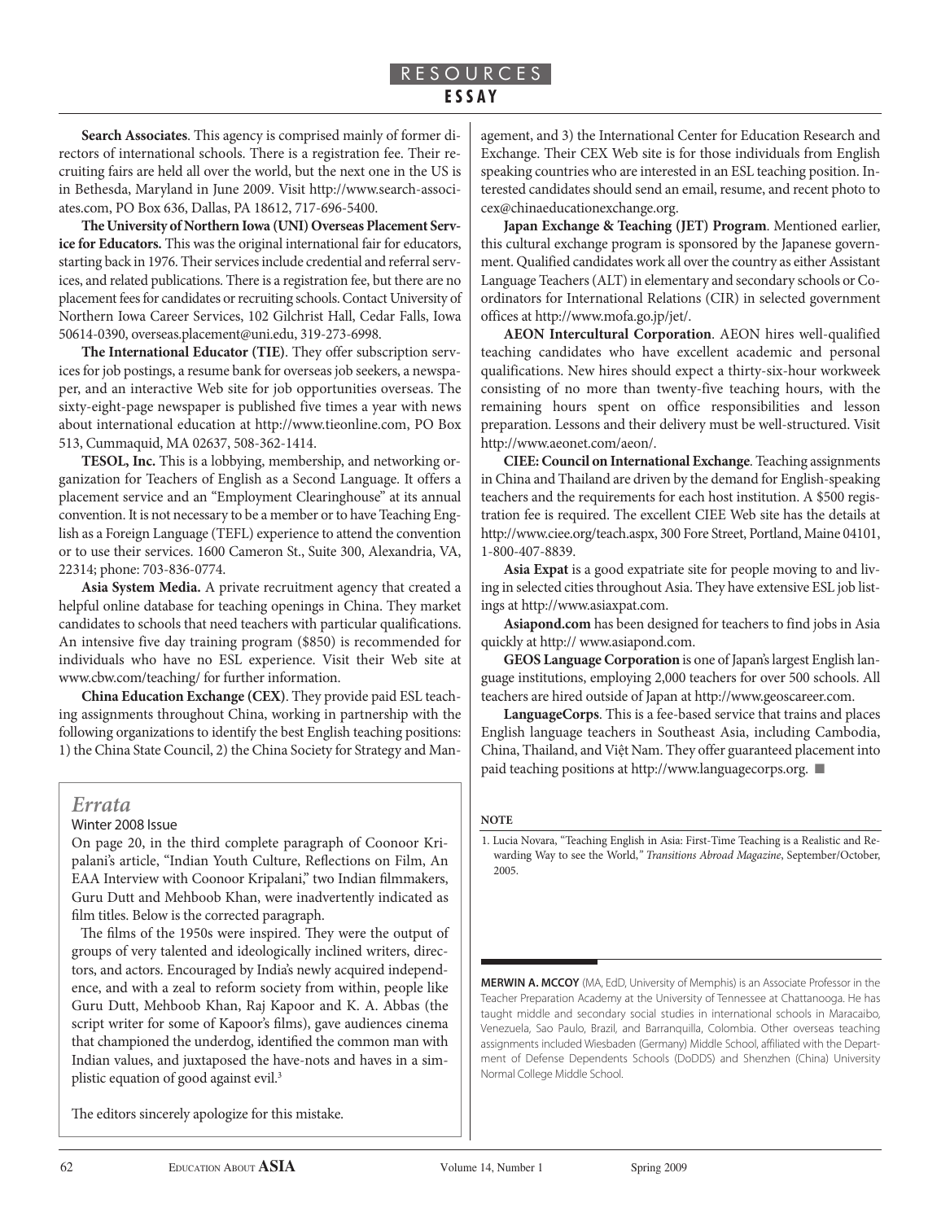**Search Associates**. This agency is comprised mainly of former directors of international schools. There is a registration fee. Their recruiting fairs are held all over the world, but the next one in the US is in Bethesda, Maryland in June 2009. Visit http://www.search-associates.com, PO Box 636, Dallas, PA 18612, 717-696-5400.

**The University of Northern Iowa (UNI) Overseas Placement Service for Educators.** This was the original international fair for educators, starting back in 1976. Their services include credential and referral services, and related publications. There is a registration fee, but there are no placement fees for candidates or recruiting schools. Contact University of Northern Iowa Career Services, 102 Gilchrist Hall, Cedar Falls, Iowa 50614-0390, overseas.placement@uni.edu, 319-273-6998.

**The International Educator (TIE)**. They offer subscription services for job postings, a resume bank for overseas job seekers, a newspaper, and an interactive Web site for job opportunities overseas. The sixty-eight-page newspaper is published five times a year with news about international education at http://www.tieonline.com, PO Box 513, Cummaquid, MA 02637, 508-362-1414.

**TESOL, Inc.** This is a lobbying, membership, and networking organization for Teachers of English as a Second Language. It offers a placement service and an "Employment Clearinghouse" at its annual convention. It is not necessary to be a member or to have Teaching English as a Foreign Language (TEFL) experience to attend the convention or to use their services. 1600 Cameron St., Suite 300, Alexandria, VA, 22314; phone: 703-836-0774.

**Asia System Media.** A private recruitment agency that created a helpful online database for teaching openings in China. They market candidates to schools that need teachers with particular qualifications. An intensive five day training program ($850) is recommended for individuals who have no ESL experience. Visit their Web site at www.cbw.com/teaching/ for further information.

**China Education Exchange (CEX)**. They provide paid ESL teaching assignments throughout China, working in partnership with the following organizations to identify the best English teaching positions: 1) the China State Council, 2) the China Society for Strategy and Management, and 3) the International Center for Education Research and Exchange. Their CEX Web site is for those individuals from English speaking countries who are interested in an ESL teaching position. Interested candidates should send an email, resume, and recent photo to cex@chinaeducationexchange.org.

**Japan Exchange & Teaching (JET) Program**. Mentioned earlier, this cultural exchange program is sponsored by the Japanese government. Qualified candidates work all over the country as either Assistant Language Teachers (ALT) in elementary and secondary schools or Coordinators for International Relations (CIR) in selected government offices at http://www.mofa.go.jp/jet/.

**AEON Intercultural Corporation**. AEON hires well-qualified teaching candidates who have excellent academic and personal qualifications. New hires should expect a thirty-six-hour workweek consisting of no more than twenty-five teaching hours, with the remaining hours spent on office responsibilities and lesson preparation. Lessons and their delivery must be well-structured. Visit http://www.aeonet.com/aeon/.

**CIEE: Council on International Exchange**. Teaching assignments in China and Thailand are driven by the demand for English-speaking teachers and the requirements for each host institution. A $500 registration fee is required. The excellent CIEE Web site has the details at http://www.ciee.org/teach.aspx, 300 Fore Street, Portland, Maine 04101, 1-800-407-8839.

**Asia Expat** is a good expatriate site for people moving to and living in selected cities throughout Asia. They have extensive ESL job listings at http://www.asiaxpat.com.

**Asiapond.com** has been designed for teachers to find jobs in Asia quickly at http:// www.asiapond.com.

**GEOS Language Corporation** is one of Japan's largest English language institutions, employing 2,000 teachers for over 500 schools. All teachers are hired outside of Japan at http://www.geoscareer.com.

**LanguageCorps**. This is a fee-based service that trains and places English language teachers in Southeast Asia, including Cambodia, China, Thailand, and Việt Nam. They offer guaranteed placement into paid teaching positions at http://www.languagecorps.org. ■

## *Errata*

Winter 2008 Issue

On page 20, in the third complete paragraph of Coonoor Kripalani's article, "Indian Youth Culture, Reflections on Film, An EAA Interview with Coonoor Kripalani," two Indian filmmakers, Guru Dutt and Mehboob Khan, were inadvertently indicated as film titles. Below is the corrected paragraph.

The films of the 1950s were inspired. They were the output of groups of very talented and ideologically inclined writers, directors, and actors. Encouraged by India's newly acquired independence, and with a zeal to reform society from within, people like Guru Dutt, Mehboob Khan, Raj Kapoor and K. A. Abbas (the script writer for some of Kapoor's films), gave audiences cinema that championed the underdog, identified the common man with Indian values, and juxtaposed the have-nots and haves in a simplistic equation of good against evil.[3]

The editors sincerely apologize for this mistake.

**NOTE**

1. Lucia Novara, "Teaching English in Asia: First-Time Teaching is a Realistic and Rewarding Way to see the World," *Transitions Abroad Magazine*, September/October, 2005.

**MERWIN A. MCCOY** (MA, EdD, University of Memphis) is an Associate Professor in the Teacher Preparation Academy at the University of Tennessee at Chattanooga. He has taught middle and secondary social studies in international schools in Maracaibo, Venezuela, Sao Paulo, Brazil, and Barranquilla, Colombia. Other overseas teaching assignments included Wiesbaden (Germany) Middle School, affiliated with the Department of Defense Dependents Schools (DoDDS) and Shenzhen (China) University Normal College Middle School.